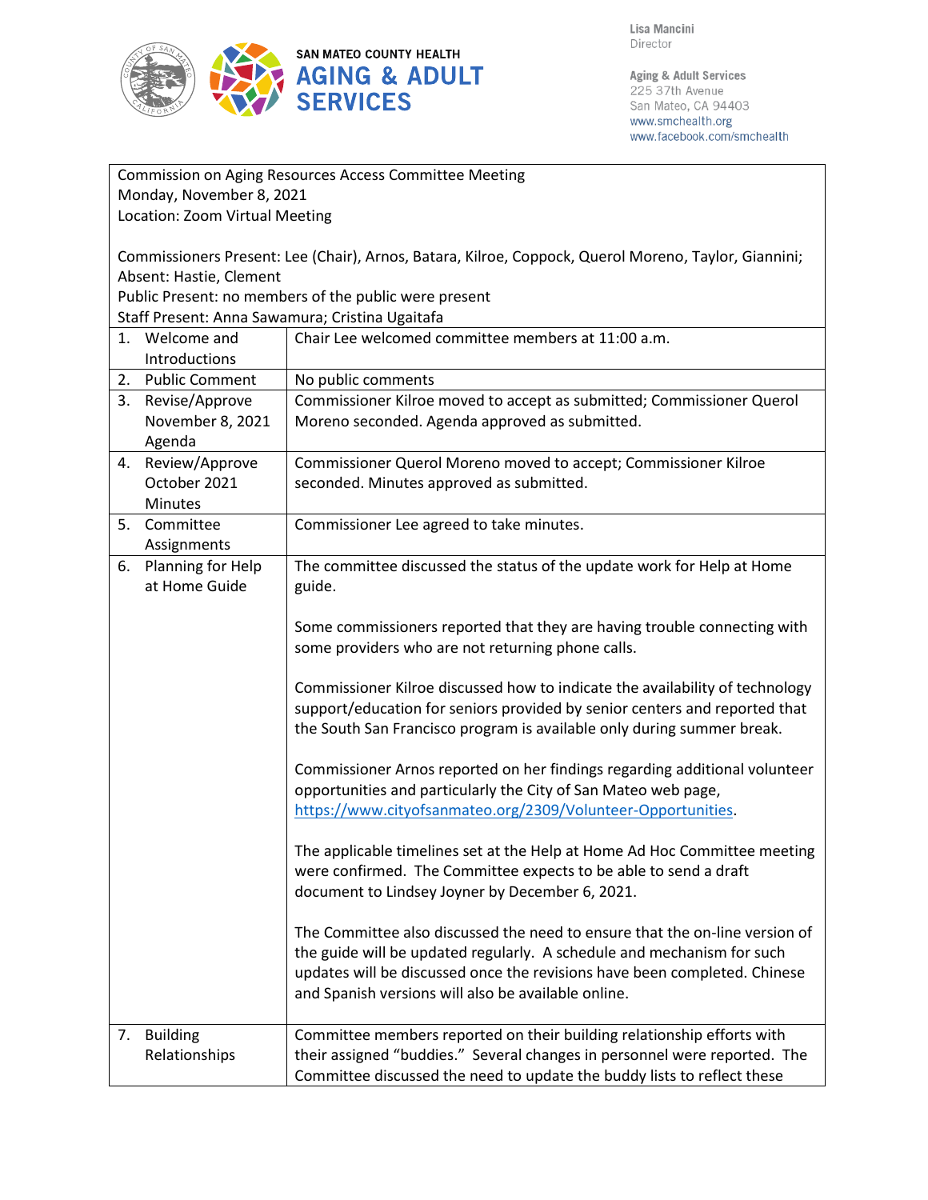SAN MATEO COUNTY HEALTH
**AGING & ADULT SERVICES**

Lisa Mancini
Director

Aging & Adult Services
225 37th Avenue
San Mateo, CA 94403
www.smchealth.org
www.facebook.com/smchealth

Commission on Aging Resources Access Committee Meeting
Monday, November 8, 2021
Location: Zoom Virtual Meeting

Commissioners Present: Lee (Chair), Arnos, Batara, Kilroe, Coppock, Querol Moreno, Taylor, Giannini; Absent: Hastie, Clement
Public Present: no members of the public were present
Staff Present: Anna Sawamura; Cristina Ugaitafa

| Item | Discussion |
|---|---|
| 1. Welcome and Introductions | Chair Lee welcomed committee members at 11:00 a.m. |
| 2. Public Comment | No public comments |
| 3. Revise/Approve November 8, 2021 Agenda | Commissioner Kilroe moved to accept as submitted; Commissioner Querol Moreno seconded. Agenda approved as submitted. |
| 4. Review/Approve October 2021 Minutes | Commissioner Querol Moreno moved to accept; Commissioner Kilroe seconded. Minutes approved as submitted. |
| 5. Committee Assignments | Commissioner Lee agreed to take minutes. |
| 6. Planning for Help at Home Guide | The committee discussed the status of the update work for Help at Home guide.<br><br>Some commissioners reported that they are having trouble connecting with some providers who are not returning phone calls.<br><br>Commissioner Kilroe discussed how to indicate the availability of technology support/education for seniors provided by senior centers and reported that the South San Francisco program is available only during summer break.<br><br>Commissioner Arnos reported on her findings regarding additional volunteer opportunities and particularly the City of San Mateo web page, https://www.cityofsanmateo.org/2309/Volunteer-Opportunities.<br><br>The applicable timelines set at the Help at Home Ad Hoc Committee meeting were confirmed. The Committee expects to be able to send a draft document to Lindsey Joyner by December 6, 2021.<br><br>The Committee also discussed the need to ensure that the on-line version of the guide will be updated regularly. A schedule and mechanism for such updates will be discussed once the revisions have been completed. Chinese and Spanish versions will also be available online. |
| 7. Building Relationships | Committee members reported on their building relationship efforts with their assigned "buddies." Several changes in personnel were reported. The Committee discussed the need to update the buddy lists to reflect these |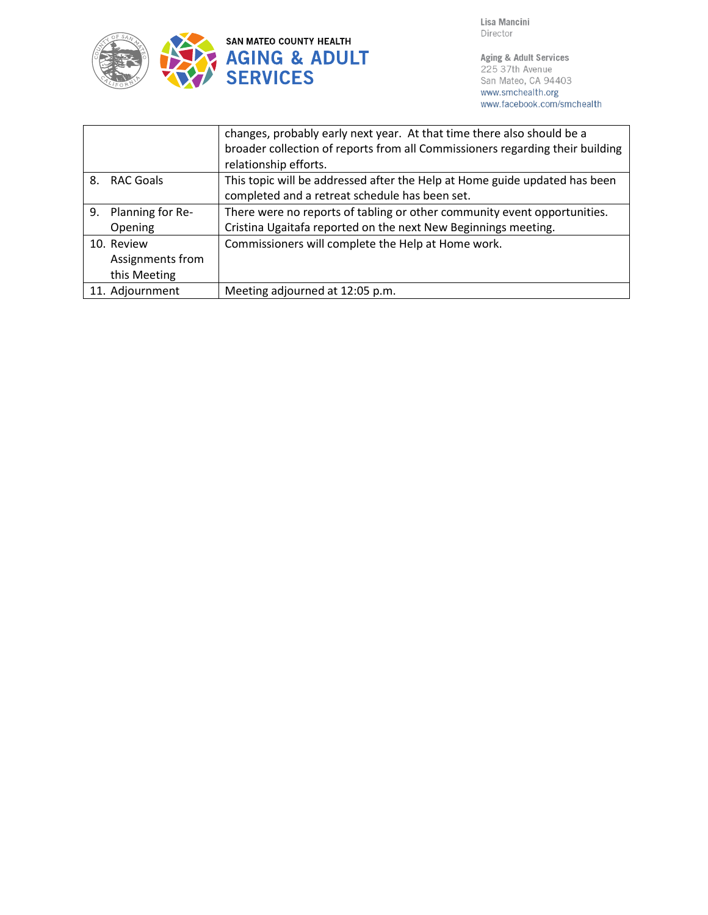| | |
|---|---|
| | changes, probably early next year. At that time there also should be a broader collection of reports from all Commissioners regarding their building relationship efforts. |
| 8. RAC Goals | This topic will be addressed after the Help at Home guide updated has been completed and a retreat schedule has been set. |
| 9. Planning for Re-Opening | There were no reports of tabling or other community event opportunities. Cristina Ugaitafa reported on the next New Beginnings meeting. |
| 10. Review Assignments from this Meeting | Commissioners will complete the Help at Home work. |
| 11. Adjournment | Meeting adjourned at 12:05 p.m. |